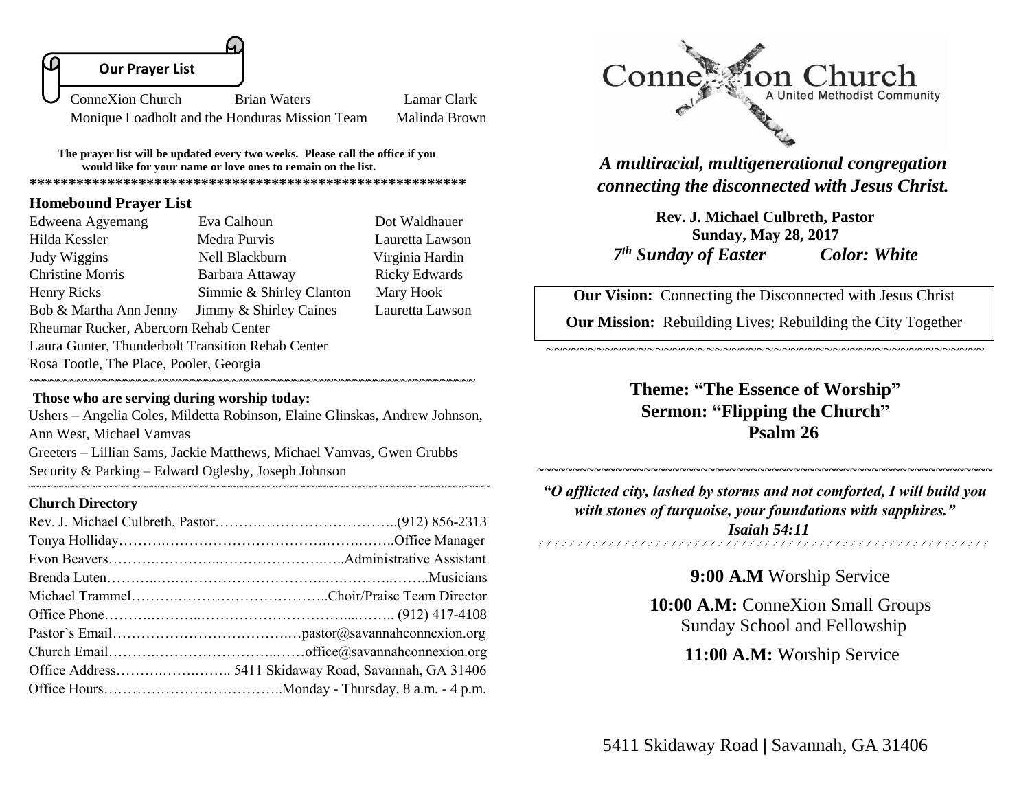## Our Prayer List

ConneXion Church | Brian Waters | Lamar Clark
Monique Loadholt and the Honduras Mission Team | Malinda Brown

**The prayer list will be updated every two weeks. Please call the office if you would like for your name or love ones to remain on the list.**

**\*\*\*\*\*\*\*\*\*\*\*\*\*\*\*\*\*\*\*\*\*\*\*\*\*\*\*\*\*\*\*\*\*\*\*\*\*\*\*\*\*\*\*\*\*\*\*\*\*\*\*\*\*\*\*\*\*\***

### Homebound Prayer List

| | | |
|---|---|---|
| Edweena Agyemang | Eva Calhoun | Dot Waldhauer |
| Hilda Kessler | Medra Purvis | Lauretta Lawson |
| Judy Wiggins | Nell Blackburn | Virginia Hardin |
| Christine Morris | Barbara Attaway | Ricky Edwards |
| Henry Ricks | Simmie & Shirley Clanton | Mary Hook |
| Bob & Martha Ann Jenny | Jimmy & Shirley Caines | Lauretta Lawson |

Rheumar Rucker, Abercorn Rehab Center
Laura Gunter, Thunderbolt Transition Rehab Center
Rosa Tootle, The Place, Pooler, Georgia

~~~~~~~~~~~~~~~~~~~~~~~~~~~~~~~~~~~~~~~~~~~~~~~~~~~~~~~~~~~~~~~~~

**Those who are serving during worship today:**

Ushers – Angelia Coles, Mildetta Robinson, Elaine Glinskas, Andrew Johnson, Ann West, Michael Vamvas
Greeters – Lillian Sams, Jackie Matthews, Michael Vamvas, Gwen Grubbs
Security & Parking – Edward Oglesby, Joseph Johnson

~~~~~~~~~~~~~~~~~~~~~~~~~~~~~~~~~~~~~~~~~~~~~~~~~~~~~~~~~~~~~~~~~

### Church Directory

Rev. J. Michael Culbreth, Pastor……….……………………….(912) 856-2313
Tonya Holliday……….……………………………….…….……..Office Manager
Evon Beavers……….………..…………………….…..Administrative Assistant
Brenda Luten………..…..………………………..….………..……..Musicians
Michael Trammel……….…………………………..Choir/Praise Team Director
Office Phone……….………..………………………....…….. (912) 417-4108
Pastor's Email……………………………….…pastor@savannahconnexion.org
Church Email……….…………………..……office@savannahconnexion.org
Office Address……….……..…….. 5411 Skidaway Road, Savannah, GA 31406
Office Hours………………………………..Monday - Thursday, 8 a.m. - 4 p.m.

# ConneXion Church
A United Methodist Community

***A multiracial, multigenerational congregation connecting the disconnected with Jesus Christ.***

**Rev. J. Michael Culbreth, Pastor**
**Sunday, May 28, 2017**
***7th Sunday of Easter*** ***Color: White***

**Our Vision:** Connecting the Disconnected with Jesus Christ

**Our Mission:** Rebuilding Lives; Rebuilding the City Together

~~~~~~~~~~~~~~~~~~~~~~~~~~~~~~~~~~~~~~~~~~~~~~~~~~~~~~~~~~~~~~~~~

## Theme: "The Essence of Worship"
## Sermon: "Flipping the Church"
## Psalm 26

~~~~~~~~~~~~~~~~~~~~~~~~~~~~~~~~~~~~~~~~~~~~~~~~~~~~~~~~~~~~~~~~~

***"O afflicted city, lashed by storms and not comforted, I will build you with stones of turquoise, your foundations with sapphires."***
***Isaiah 54:11***

**9:00 A.M** Worship Service

**10:00 A.M:** ConneXion Small Groups
Sunday School and Fellowship

**11:00 A.M:** Worship Service

5411 Skidaway Road | Savannah, GA 31406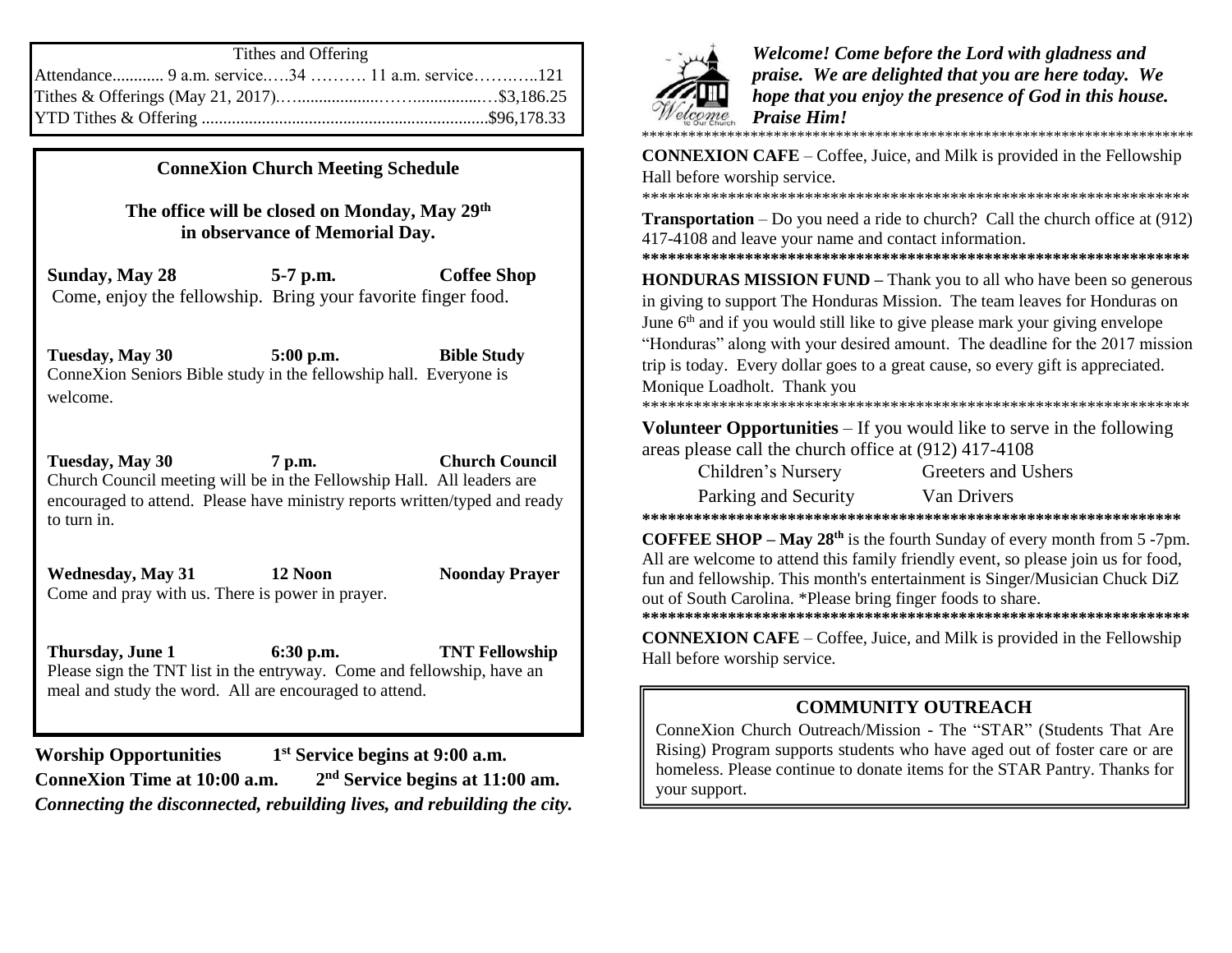Tithes and Offering

Attendance............ 9 a.m. service.….34 ………. 11 a.m. service………..121

Tithes & Offerings (May 21, 2017)……..................……................…$3,186.25

YTD Tithes & Offering ..................................................................$96,178.33

## ConneXion Church Meeting Schedule

**The office will be closed on Monday, May 29th in observance of Memorial Day.**

**Sunday, May 28 — 5-7 p.m. — Coffee Shop**
Come, enjoy the fellowship. Bring your favorite finger food.

**Tuesday, May 30 — 5:00 p.m. — Bible Study**
ConneXion Seniors Bible study in the fellowship hall. Everyone is welcome.

**Tuesday, May 30 — 7 p.m. — Church Council**
Church Council meeting will be in the Fellowship Hall. All leaders are encouraged to attend. Please have ministry reports written/typed and ready to turn in.

**Wednesday, May 31 — 12 Noon — Noonday Prayer**
Come and pray with us. There is power in prayer.

**Thursday, June 1 — 6:30 p.m. — TNT Fellowship**
Please sign the TNT list in the entryway. Come and fellowship, have an meal and study the word. All are encouraged to attend.

**Worship Opportunities — 1st Service begins at 9:00 a.m.**
**ConneXion Time at 10:00 a.m. — 2nd Service begins at 11:00 am.**

***Connecting the disconnected, rebuilding lives, and rebuilding the city.***

***Welcome! Come before the Lord with gladness and praise. We are delighted that you are here today. We hope that you enjoy the presence of God in this house. Praise Him!***

*************************************************************************

**CONNEXION CAFE** – Coffee, Juice, and Milk is provided in the Fellowship Hall before worship service.

*************************************************************************

**Transportation** – Do you need a ride to church? Call the church office at (912) 417-4108 and leave your name and contact information.

*************************************************************************

**HONDURAS MISSION FUND –** Thank you to all who have been so generous in giving to support The Honduras Mission. The team leaves for Honduras on June 6th and if you would still like to give please mark your giving envelope "Honduras" along with your desired amount. The deadline for the 2017 mission trip is today. Every dollar goes to a great cause, so every gift is appreciated. Monique Loadholt. Thank you

*************************************************************************

**Volunteer Opportunities** – If you would like to serve in the following areas please call the church office at (912) 417-4108

- Children's Nursery
- Greeters and Ushers
- Parking and Security
- Van Drivers

*************************************************************************

**COFFEE SHOP – May 28th** is the fourth Sunday of every month from 5 -7pm. All are welcome to attend this family friendly event, so please join us for food, fun and fellowship. This month's entertainment is Singer/Musician Chuck DiZ out of South Carolina. *Please bring finger foods to share.

*************************************************************************

**CONNEXION CAFE** – Coffee, Juice, and Milk is provided in the Fellowship Hall before worship service.

## COMMUNITY OUTREACH

ConneXion Church Outreach/Mission - The "STAR" (Students That Are Rising) Program supports students who have aged out of foster care or are homeless. Please continue to donate items for the STAR Pantry. Thanks for your support.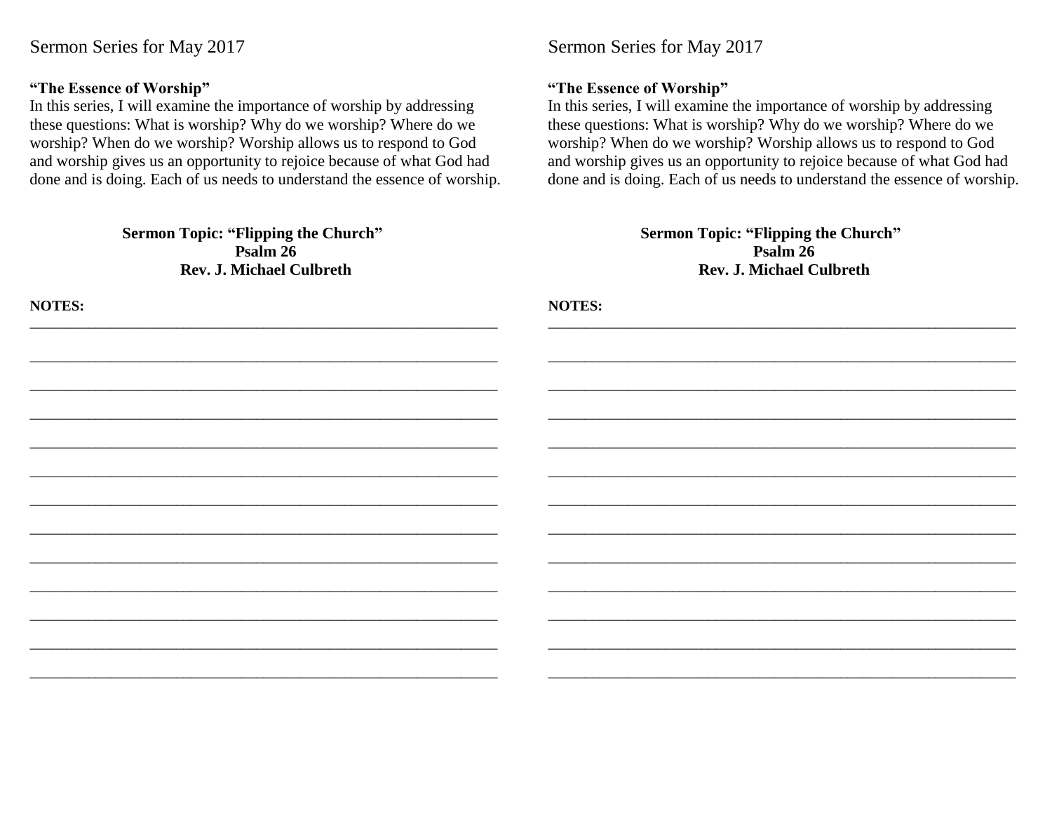Sermon Series for May 2017

**"The Essence of Worship"**
In this series, I will examine the importance of worship by addressing these questions: What is worship? Why do we worship? Where do we worship? When do we worship? Worship allows us to respond to God and worship gives us an opportunity to rejoice because of what God had done and is doing. Each of us needs to understand the essence of worship.

**Sermon Topic: "Flipping the Church"**
**Psalm 26**
**Rev. J. Michael Culbreth**

**NOTES:**

_______________________________________________________________

_______________________________________________________________

_______________________________________________________________

_______________________________________________________________

_______________________________________________________________

_______________________________________________________________

_______________________________________________________________

_______________________________________________________________

_______________________________________________________________

_______________________________________________________________

_______________________________________________________________

_______________________________________________________________

_______________________________________________________________

Sermon Series for May 2017

**"The Essence of Worship"**
In this series, I will examine the importance of worship by addressing these questions: What is worship? Why do we worship? Where do we worship? When do we worship? Worship allows us to respond to God and worship gives us an opportunity to rejoice because of what God had done and is doing. Each of us needs to understand the essence of worship.

**Sermon Topic: "Flipping the Church"**
**Psalm 26**
**Rev. J. Michael Culbreth**

**NOTES:**

_______________________________________________________________

_______________________________________________________________

_______________________________________________________________

_______________________________________________________________

_______________________________________________________________

_______________________________________________________________

_______________________________________________________________

_______________________________________________________________

_______________________________________________________________

_______________________________________________________________

_______________________________________________________________

_______________________________________________________________

_______________________________________________________________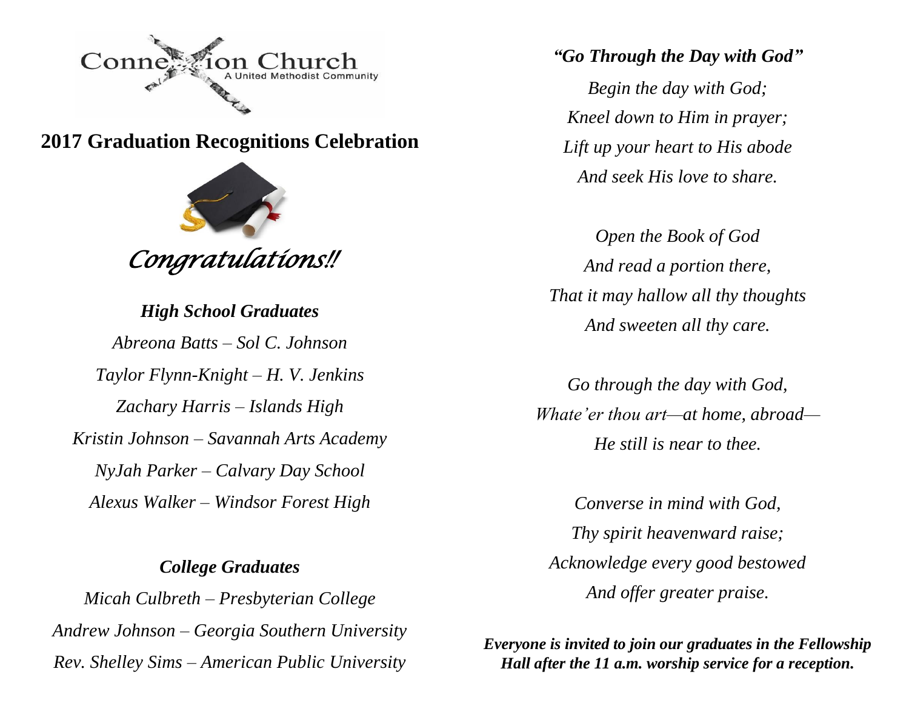Connexion Church
A United Methodist Community

## 2017 Graduation Recognitions Celebration

*Congratulations!!*

***High School Graduates***

*Abreona Batts – Sol C. Johnson*

*Taylor Flynn-Knight – H. V. Jenkins*

*Zachary Harris – Islands High*

*Kristin Johnson – Savannah Arts Academy*

*NyJah Parker – Calvary Day School*

*Alexus Walker – Windsor Forest High*

***College Graduates***

*Micah Culbreth – Presbyterian College*

*Andrew Johnson – Georgia Southern University*

*Rev. Shelley Sims – American Public University*

***"Go Through the Day with God"***

*Begin the day with God;*
*Kneel down to Him in prayer;*
*Lift up your heart to His abode*
*And seek His love to share.*

*Open the Book of God*
*And read a portion there,*
*That it may hallow all thy thoughts*
*And sweeten all thy care.*

*Go through the day with God,*
*Whate'er thou art—at home, abroad—*
*He still is near to thee.*

*Converse in mind with God,*
*Thy spirit heavenward raise;*
*Acknowledge every good bestowed*
*And offer greater praise.*

***Everyone is invited to join our graduates in the Fellowship Hall after the 11 a.m. worship service for a reception.***